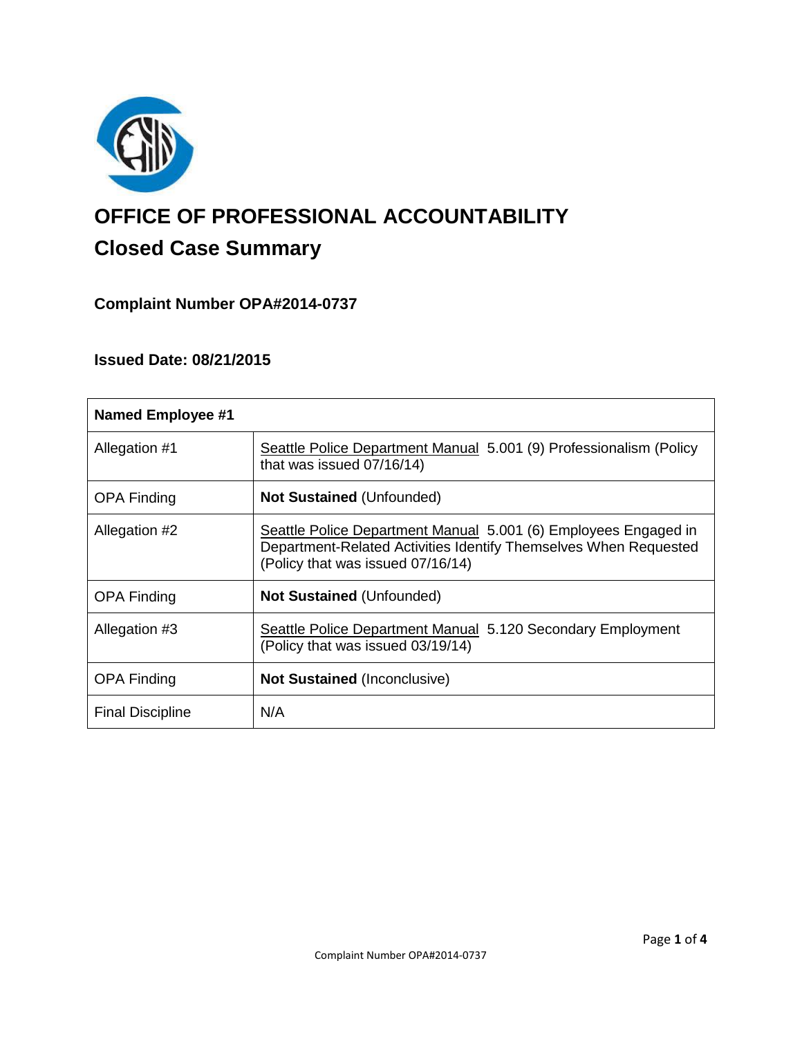# OFFICE OF PROFESSIONAL ACCOUNTABILITY

## Closed Case Summary

### Complaint Number OPA#2014-0737

### Issued Date: 08/21/2015

| Named Employee #1 | |
|---|---|
| Allegation #1 | Seattle Police Department Manual 5.001 (9) Professionalism (Policy that was issued 07/16/14) |
| OPA Finding | **Not Sustained** (Unfounded) |
| Allegation #2 | Seattle Police Department Manual 5.001 (6) Employees Engaged in Department-Related Activities Identify Themselves When Requested (Policy that was issued 07/16/14) |
| OPA Finding | **Not Sustained** (Unfounded) |
| Allegation #3 | Seattle Police Department Manual 5.120 Secondary Employment (Policy that was issued 03/19/14) |
| OPA Finding | **Not Sustained** (Inconclusive) |
| Final Discipline | N/A |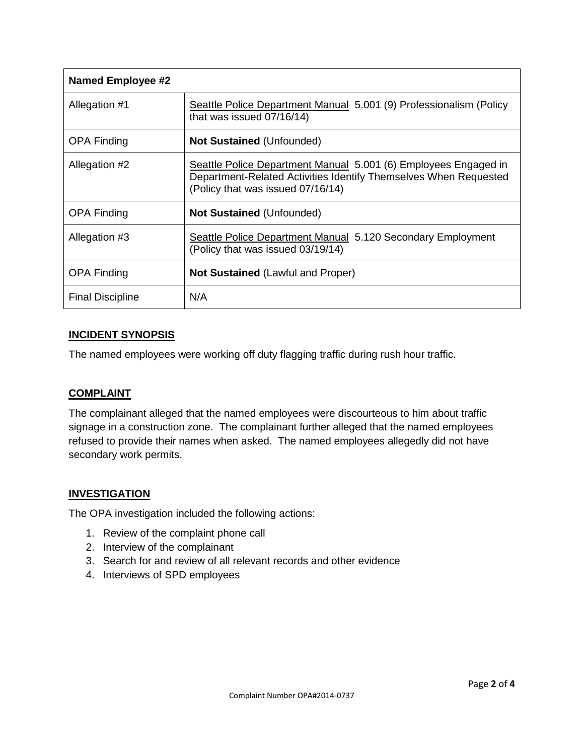| Named Employee #2 | |
|---|---|
| Allegation #1 | Seattle Police Department Manual 5.001 (9) Professionalism (Policy that was issued 07/16/14) |
| OPA Finding | **Not Sustained** (Unfounded) |
| Allegation #2 | Seattle Police Department Manual 5.001 (6) Employees Engaged in Department-Related Activities Identify Themselves When Requested (Policy that was issued 07/16/14) |
| OPA Finding | **Not Sustained** (Unfounded) |
| Allegation #3 | Seattle Police Department Manual 5.120 Secondary Employment (Policy that was issued 03/19/14) |
| OPA Finding | **Not Sustained** (Lawful and Proper) |
| Final Discipline | N/A |

## INCIDENT SYNOPSIS

The named employees were working off duty flagging traffic during rush hour traffic.

## COMPLAINT

The complainant alleged that the named employees were discourteous to him about traffic signage in a construction zone. The complainant further alleged that the named employees refused to provide their names when asked. The named employees allegedly did not have secondary work permits.

## INVESTIGATION

The OPA investigation included the following actions:

1. Review of the complaint phone call
2. Interview of the complainant
3. Search for and review of all relevant records and other evidence
4. Interviews of SPD employees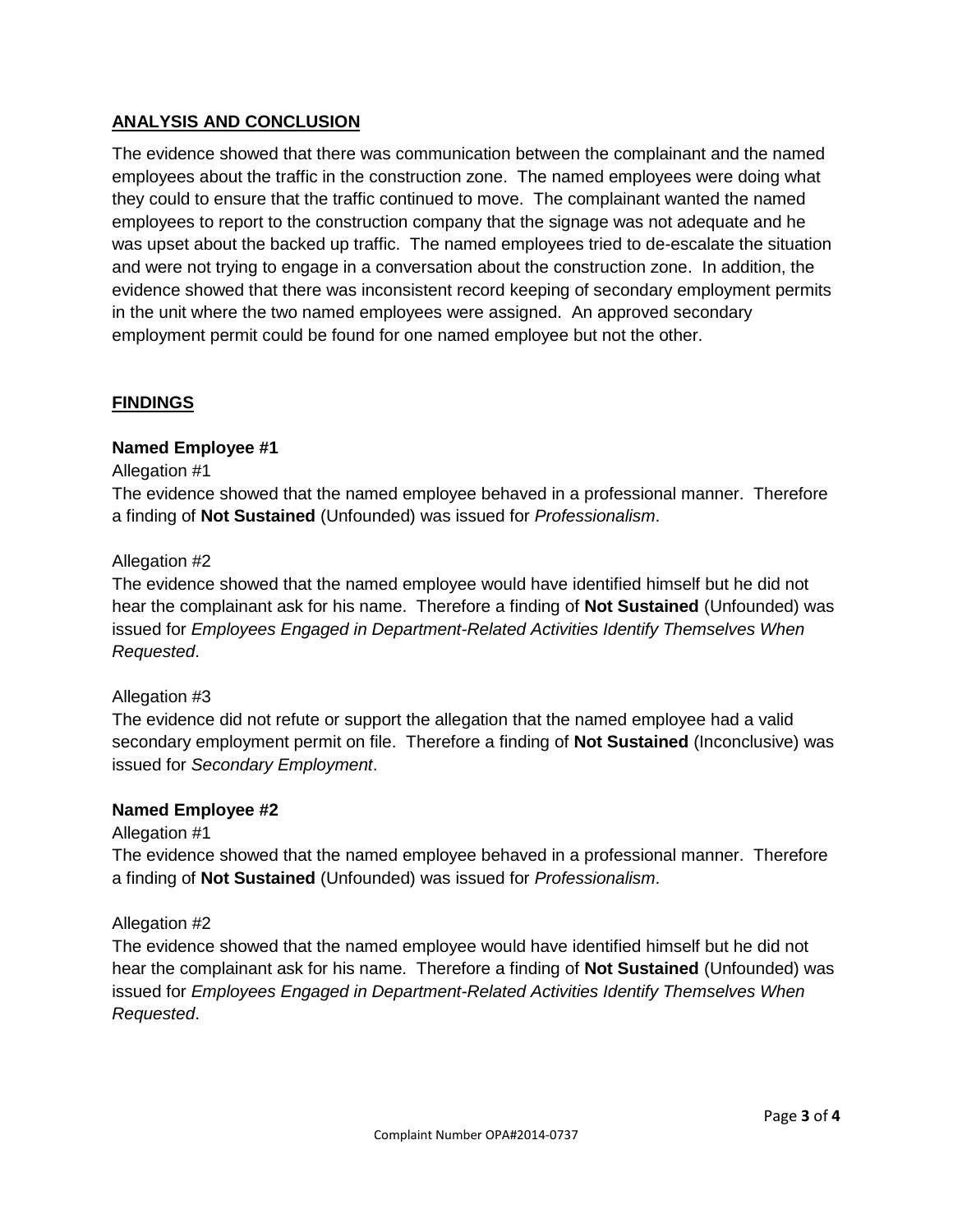## ANALYSIS AND CONCLUSION

The evidence showed that there was communication between the complainant and the named employees about the traffic in the construction zone. The named employees were doing what they could to ensure that the traffic continued to move. The complainant wanted the named employees to report to the construction company that the signage was not adequate and he was upset about the backed up traffic. The named employees tried to de-escalate the situation and were not trying to engage in a conversation about the construction zone. In addition, the evidence showed that there was inconsistent record keeping of secondary employment permits in the unit where the two named employees were assigned. An approved secondary employment permit could be found for one named employee but not the other.

## FINDINGS

### Named Employee #1

Allegation #1

The evidence showed that the named employee behaved in a professional manner. Therefore a finding of **Not Sustained** (Unfounded) was issued for *Professionalism*.

Allegation #2

The evidence showed that the named employee would have identified himself but he did not hear the complainant ask for his name. Therefore a finding of **Not Sustained** (Unfounded) was issued for *Employees Engaged in Department-Related Activities Identify Themselves When Requested*.

Allegation #3

The evidence did not refute or support the allegation that the named employee had a valid secondary employment permit on file. Therefore a finding of **Not Sustained** (Inconclusive) was issued for *Secondary Employment*.

### Named Employee #2

Allegation #1

The evidence showed that the named employee behaved in a professional manner. Therefore a finding of **Not Sustained** (Unfounded) was issued for *Professionalism*.

Allegation #2

The evidence showed that the named employee would have identified himself but he did not hear the complainant ask for his name. Therefore a finding of **Not Sustained** (Unfounded) was issued for *Employees Engaged in Department-Related Activities Identify Themselves When Requested*.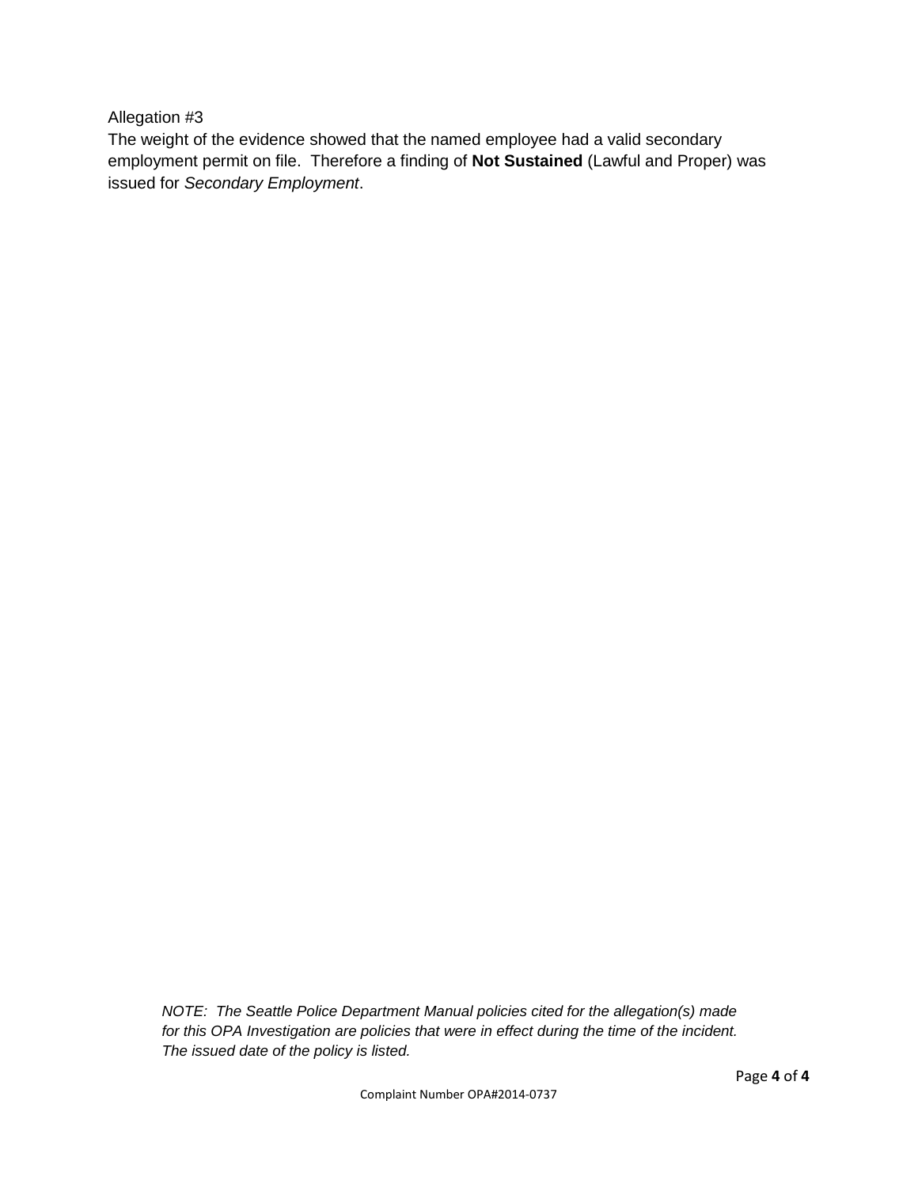Allegation #3

The weight of the evidence showed that the named employee had a valid secondary employment permit on file. Therefore a finding of **Not Sustained** (Lawful and Proper) was issued for *Secondary Employment*.

*NOTE: The Seattle Police Department Manual policies cited for the allegation(s) made for this OPA Investigation are policies that were in effect during the time of the incident. The issued date of the policy is listed.*

Complaint Number OPA#2014-0737